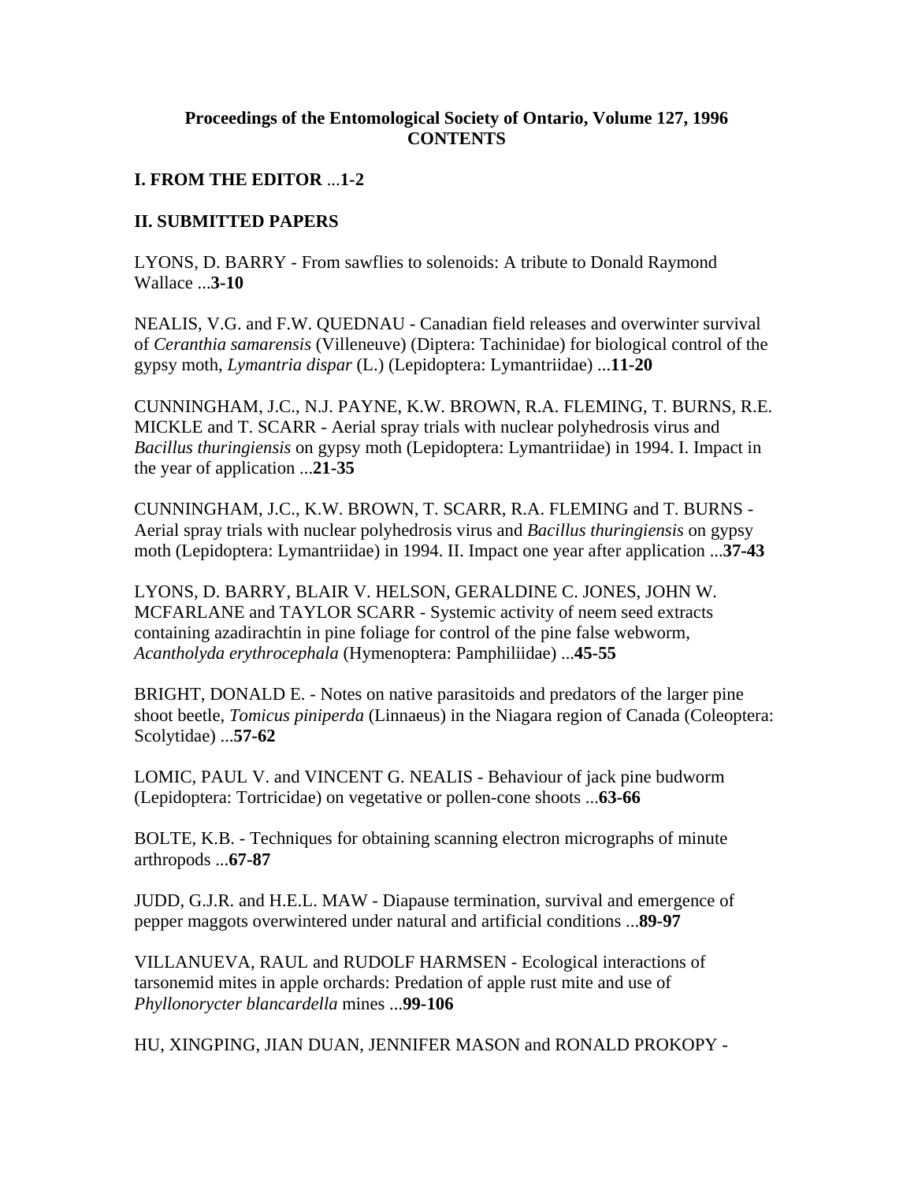**Proceedings of the Entomological Society of Ontario, Volume 127, 1996**
**CONTENTS**

**I. FROM THE EDITOR** ...**1-2**

**II. SUBMITTED PAPERS**

LYONS, D. BARRY - From sawflies to solenoids: A tribute to Donald Raymond Wallace ...**3-10**

NEALIS, V.G. and F.W. QUEDNAU - Canadian field releases and overwinter survival of *Ceranthia samarensis* (Villeneuve) (Diptera: Tachinidae) for biological control of the gypsy moth, *Lymantria dispar* (L.) (Lepidoptera: Lymantriidae) ...**11-20**

CUNNINGHAM, J.C., N.J. PAYNE, K.W. BROWN, R.A. FLEMING, T. BURNS, R.E. MICKLE and T. SCARR - Aerial spray trials with nuclear polyhedrosis virus and *Bacillus thuringiensis* on gypsy moth (Lepidoptera: Lymantriidae) in 1994. I. Impact in the year of application ...**21-35**

CUNNINGHAM, J.C., K.W. BROWN, T. SCARR, R.A. FLEMING and T. BURNS - Aerial spray trials with nuclear polyhedrosis virus and *Bacillus thuringiensis* on gypsy moth (Lepidoptera: Lymantriidae) in 1994. II. Impact one year after application ...**37-43**

LYONS, D. BARRY, BLAIR V. HELSON, GERALDINE C. JONES, JOHN W. MCFARLANE and TAYLOR SCARR - Systemic activity of neem seed extracts containing azadirachtin in pine foliage for control of the pine false webworm, *Acantholyda erythrocephala* (Hymenoptera: Pamphiliidae) ...**45-55**

BRIGHT, DONALD E. - Notes on native parasitoids and predators of the larger pine shoot beetle, *Tomicus piniperda* (Linnaeus) in the Niagara region of Canada (Coleoptera: Scolytidae) ...**57-62**

LOMIC, PAUL V. and VINCENT G. NEALIS - Behaviour of jack pine budworm (Lepidoptera: Tortricidae) on vegetative or pollen-cone shoots ...**63-66**

BOLTE, K.B. - Techniques for obtaining scanning electron micrographs of minute arthropods ...**67-87**

JUDD, G.J.R. and H.E.L. MAW - Diapause termination, survival and emergence of pepper maggots overwintered under natural and artificial conditions ...**89-97**

VILLANUEVA, RAUL and RUDOLF HARMSEN - Ecological interactions of tarsonemid mites in apple orchards: Predation of apple rust mite and use of *Phyllonorycter blancardella* mines ...**99-106**

HU, XINGPING, JIAN DUAN, JENNIFER MASON and RONALD PROKOPY -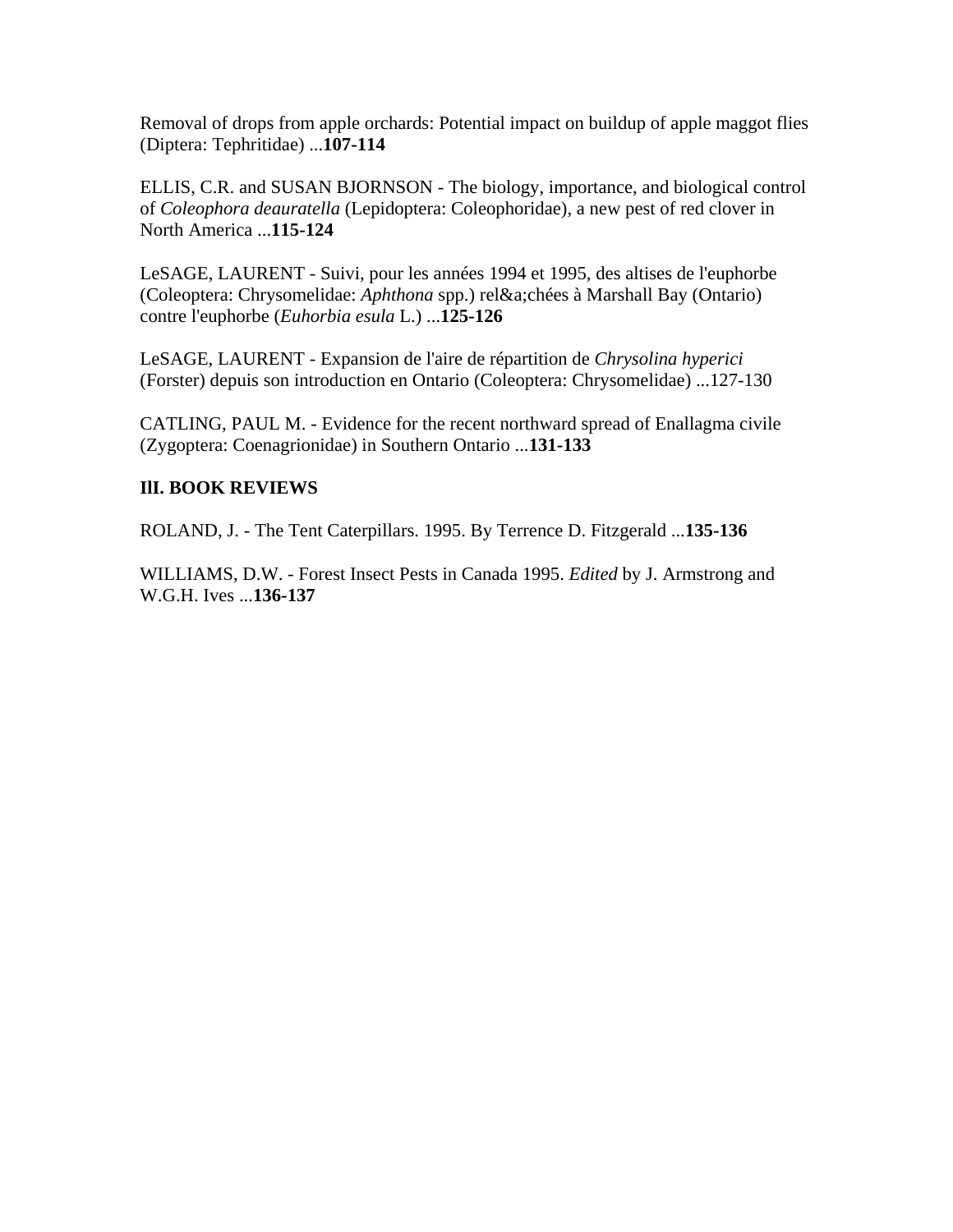Removal of drops from apple orchards: Potential impact on buildup of apple maggot flies (Diptera: Tephritidae) ...**107-114**

ELLIS, C.R. and SUSAN BJORNSON - The biology, importance, and biological control of *Coleophora deauratella* (Lepidoptera: Coleophoridae), a new pest of red clover in North America ...**115-124**

LeSAGE, LAURENT - Suivi, pour les années 1994 et 1995, des altises de l'euphorbe (Coleoptera: Chrysomelidae: *Aphthona* spp.) rel&a;chées à Marshall Bay (Ontario) contre l'euphorbe (*Euhorbia esula* L.) ...**125-126**

LeSAGE, LAURENT - Expansion de l'aire de répartition de *Chrysolina hyperici* (Forster) depuis son introduction en Ontario (Coleoptera: Chrysomelidae) ...127-130

CATLING, PAUL M. - Evidence for the recent northward spread of Enallagma civile (Zygoptera: Coenagrionidae) in Southern Ontario ...**131-133**

**IlI. BOOK REVIEWS**

ROLAND, J. - The Tent Caterpillars. 1995. By Terrence D. Fitzgerald ...**135-136**

WILLIAMS, D.W. - Forest Insect Pests in Canada 1995. *Edited* by J. Armstrong and W.G.H. Ives ...**136-137**